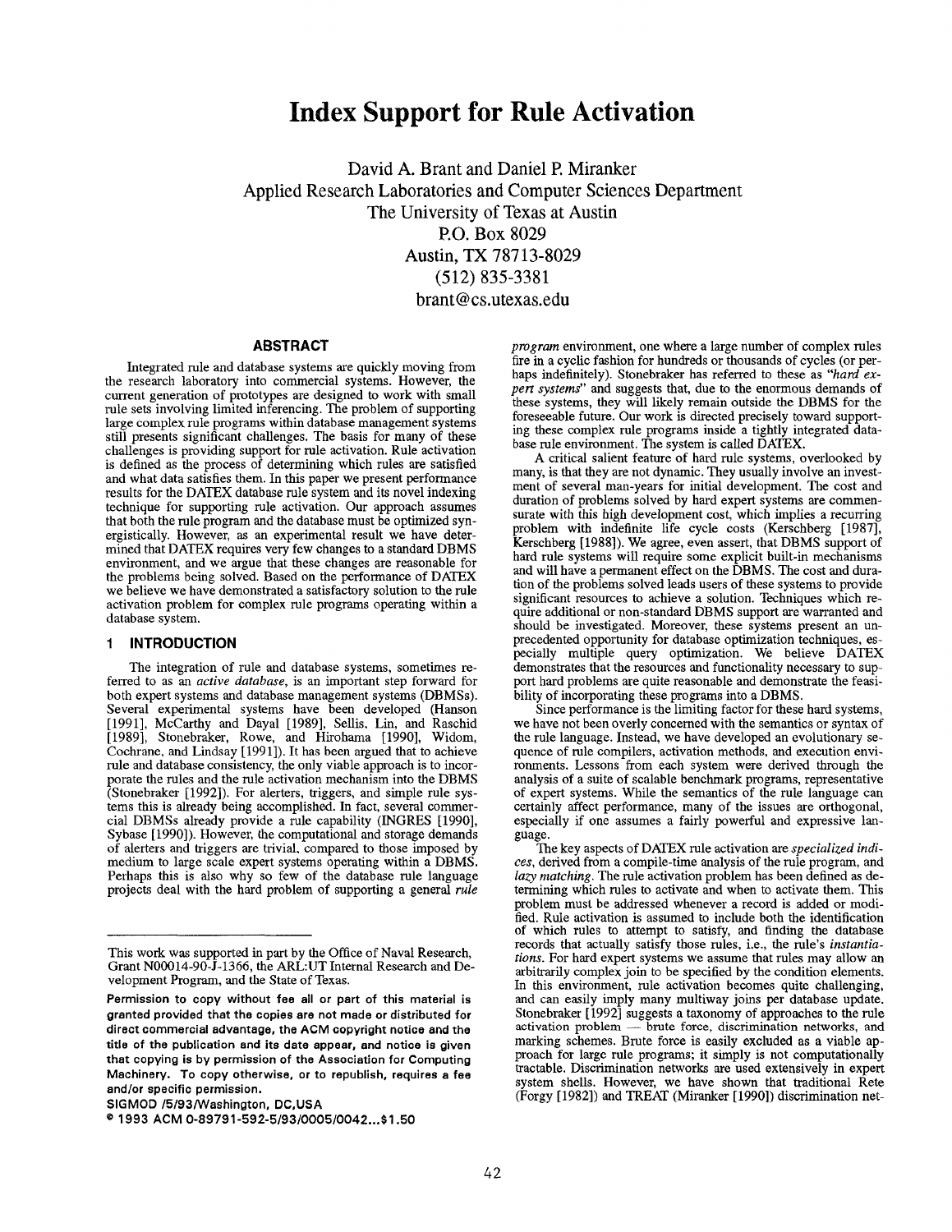# Index Support for Rule Activation

David A. Brant and Daniel P. Miranker
Applied Research Laboratories and Computer Sciences Department
The University of Texas at Austin
P.O. Box 8029
Austin, TX 78713-8029
(512) 835-3381
brant@cs.utexas.edu

## ABSTRACT

Integrated rule and database systems are quickly moving from the research laboratory into commercial systems. However, the current generation of prototypes are designed to work with small rule sets involving limited inferencing. The problem of supporting large complex rule programs within database management systems still presents significant challenges. The basis for many of these challenges is providing support for rule activation. Rule activation is defined as the process of determining which rules are satisfied and what data satisfies them. In this paper we present performance results for the DATEX database rule system and its novel indexing technique for supporting rule activation. Our approach assumes that both the rule program and the database must be optimized synergistically. However, as an experimental result we have determined that DATEX requires very few changes to a standard DBMS environment, and we argue that these changes are reasonable for the problems being solved. Based on the performance of DATEX we believe we have demonstrated a satisfactory solution to the rule activation problem for complex rule programs operating within a database system.

## 1 INTRODUCTION

The integration of rule and database systems, sometimes referred to as an *active database*, is an important step forward for both expert systems and database management systems (DBMSs). Several experimental systems have been developed (Hanson [1991], McCarthy and Dayal [1989], Sellis, Lin, and Raschid [1989], Stonebraker, Rowe, and Hirohama [1990], Widom, Cochrane, and Lindsay [1991]). It has been argued that to achieve rule and database consistency, the only viable approach is to incorporate the rules and the rule activation mechanism into the DBMS (Stonebraker [1992]). For alerters, triggers, and simple rule systems this is already being accomplished. In fact, several commercial DBMSs already provide a rule capability (INGRES [1990], Sybase [1990]). However, the computational and storage demands of alerters and triggers are trivial, compared to those imposed by medium to large scale expert systems operating within a DBMS. Perhaps this is also why so few of the database rule language projects deal with the hard problem of supporting a general *rule program* environment, one where a large number of complex rules fire in a cyclic fashion for hundreds or thousands of cycles (or perhaps indefinitely). Stonebraker has referred to these as *"hard expert systems"* and suggests that, due to the enormous demands of these systems, they will likely remain outside the DBMS for the foreseeable future. Our work is directed precisely toward supporting these complex rule programs inside a tightly integrated database rule environment. The system is called DATEX.

A critical salient feature of hard rule systems, overlooked by many, is that they are not dynamic. They usually involve an investment of several man-years for initial development. The cost and duration of problems solved by hard expert systems are commensurate with this high development cost, which implies a recurring problem with indefinite life cycle costs (Kerschberg [1987], Kerschberg [1988]). We agree, even assert, that DBMS support of hard rule systems will require some explicit built-in mechanisms and will have a permanent effect on the DBMS. The cost and duration of the problems solved leads users of these systems to provide significant resources to achieve a solution. Techniques which require additional or non-standard DBMS support are warranted and should be investigated. Moreover, these systems present an unprecedented opportunity for database optimization techniques, especially multiple query optimization. We believe DATEX demonstrates that the resources and functionality necessary to support hard problems are quite reasonable and demonstrate the feasibility of incorporating these programs into a DBMS.

Since performance is the limiting factor for these hard systems, we have not been overly concerned with the semantics or syntax of the rule language. Instead, we have developed an evolutionary sequence of rule compilers, activation methods, and execution environments. Lessons from each system were derived through the analysis of a suite of scalable benchmark programs, representative of expert systems. While the semantics of the rule language can certainly affect performance, many of the issues are orthogonal, especially if one assumes a fairly powerful and expressive language.

The key aspects of DATEX rule activation are *specialized indices*, derived from a compile-time analysis of the rule program, and *lazy matching*. The rule activation problem has been defined as determining which rules to activate and when to activate them. This problem must be addressed whenever a record is added or modified. Rule activation is assumed to include both the identification of which rules to attempt to satisfy, and finding the database records that actually satisfy those rules, i.e., the rule's *instantiations*. For hard expert systems we assume that rules may allow an arbitrarily complex join to be specified by the condition elements. In this environment, rule activation becomes quite challenging, and can easily imply many multiway joins per database update. Stonebraker [1992] suggests a taxonomy of approaches to the rule activation problem — brute force, discrimination networks, and marking schemes. Brute force is easily excluded as a viable approach for large rule programs; it simply is not computationally tractable. Discrimination networks are used extensively in expert system shells. However, we have shown that traditional Rete (Forgy [1982]) and TREAT (Miranker [1990]) discrimination net-

This work was supported in part by the Office of Naval Research, Grant N00014-90-J-1366, the ARL:UT Internal Research and Development Program, and the State of Texas.

Permission to copy without fee all or part of this material is granted provided that the copies are not made or distributed for direct commercial advantage, the ACM copyright notice and the title of the publication and its date appear, and notice is given that copying is by permission of the Association for Computing Machinery. To copy otherwise, or to republish, requires a fee and/or specific permission.

SIGMOD /5/93/Washington, DC,USA

© 1993 ACM 0-89791-592-5/93/0005/0042...$1.50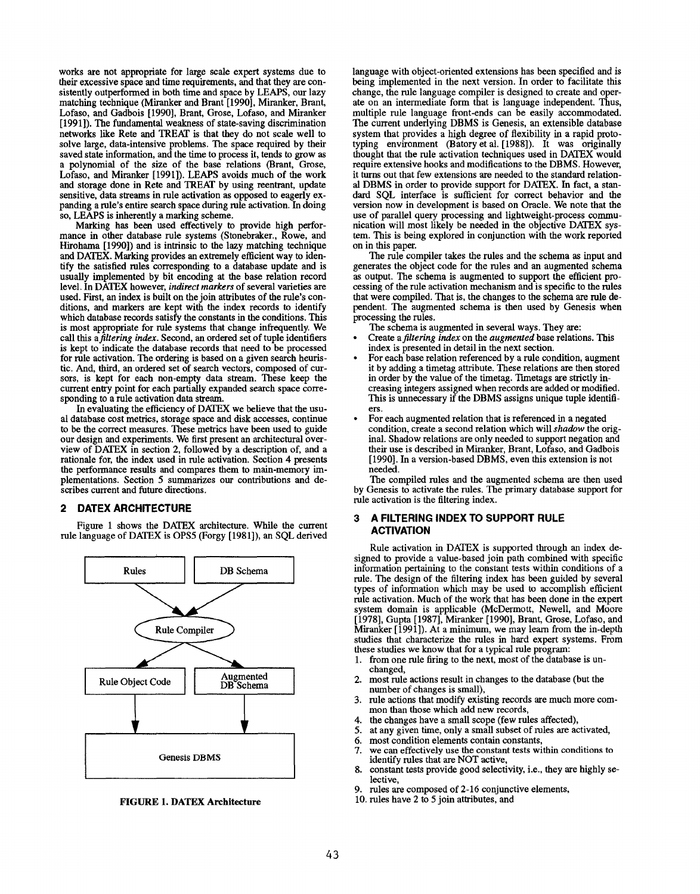works are not appropriate for large scale expert systems due to their excessive space and time requirements, and that they are consistently outperformed in both time and space by LEAPS, our lazy matching technique (Miranker and Brant [1990], Miranker, Brant, Lofaso, and Gadbois [1990], Brant, Grose, Lofaso, and Miranker [1991]). The fundamental weakness of state-saving discrimination networks like Rete and TREAT is that they do not scale well to solve large, data-intensive problems. The space required by their saved state information, and the time to process it, tends to grow as a polynomial of the size of the base relations (Brant, Grose, Lofaso, and Miranker [1991]). LEAPS avoids much of the work and storage done in Rete and TREAT by using reentrant, update sensitive, data streams in rule activation as opposed to eagerly expanding a rule's entire search space during rule activation. In doing so, LEAPS is inherently a marking scheme.

Marking has been used effectively to provide high performance in other database rule systems (Stonebraker., Rowe, and Hirohama [1990]) and is intrinsic to the lazy matching technique and DATEX. Marking provides an extremely efficient way to identify the satisfied rules corresponding to a database update and is usually implemented by bit encoding at the base relation record level. In DATEX however, *indirect markers* of several varieties are used. First, an index is built on the join attributes of the rule's conditions, and markers are kept with the index records to identify which database records satisfy the constants in the conditions. This is most appropriate for rule systems that change infrequently. We call this a *filtering index*. Second, an ordered set of tuple identifiers is kept to indicate the database records that need to be processed for rule activation. The ordering is based on a given search heuristic. And, third, an ordered set of search vectors, composed of cursors, is kept for each non-empty data stream. These keep the current entry point for each partially expanded search space corresponding to a rule activation data stream.

In evaluating the efficiency of DATEX we believe that the usual database cost metrics, storage space and disk accesses, continue to be the correct measures. These metrics have been used to guide our design and experiments. We first present an architectural overview of DATEX in section 2, followed by a description of, and a rationale for, the index used in rule activation. Section 4 presents the performance results and compares them to main-memory implementations. Section 5 summarizes our contributions and describes current and future directions.

## 2 DATEX ARCHITECTURE

Figure 1 shows the DATEX architecture. While the current rule language of DATEX is OPS5 (Forgy [1981]), an SQL derived language with object-oriented extensions has been specified and is being implemented in the next version. In order to facilitate this change, the rule language compiler is designed to create and operate on an intermediate form that is language independent. Thus, multiple rule language front-ends can be easily accommodated. The current underlying DBMS is Genesis, an extensible database system that provides a high degree of flexibility in a rapid prototyping environment (Batory et al. [1988]). It was originally thought that the rule activation techniques used in DATEX would require extensive hooks and modifications to the DBMS. However, it turns out that few extensions are needed to the standard relational DBMS in order to provide support for DATEX. In fact, a standard SQL interface is sufficient for correct behavior and the version now in development is based on Oracle. We note that the use of parallel query processing and lightweight-process communication will most likely be needed in the objective DATEX system. This is being explored in conjunction with the work reported on in this paper.

Rules

DB Schema

Rule Compiler

Rule Object Code

Augmented DB Schema

Genesis DBMS

**FIGURE 1. DATEX Architecture**

The rule compiler takes the rules and the schema as input and generates the object code for the rules and an augmented schema as output. The schema is augmented to support the efficient processing of the rule activation mechanism and is specific to the rules that were compiled. That is, the changes to the schema are rule dependent. The augmented schema is then used by Genesis when processing the rules.

The schema is augmented in several ways. They are:

- Create a *filtering index* on the *augmented* base relations. This index is presented in detail in the next section.
- For each base relation referenced by a rule condition, augment it by adding a timetag attribute. These relations are then stored in order by the value of the timetag. Timetags are strictly increasing integers assigned when records are added or modified. This is unnecessary if the DBMS assigns unique tuple identifiers.
- For each augmented relation that is referenced in a negated condition, create a second relation which will *shadow* the original. Shadow relations are only needed to support negation and their use is described in Miranker, Brant, Lofaso, and Gadbois [1990]. In a version-based DBMS, even this extension is not needed.

The compiled rules and the augmented schema are then used by Genesis to activate the rules. The primary database support for rule activation is the filtering index.

## 3 A FILTERING INDEX TO SUPPORT RULE ACTIVATION

Rule activation in DATEX is supported through an index designed to provide a value-based join path combined with specific information pertaining to the constant tests within conditions of a rule. The design of the filtering index has been guided by several types of information which may be used to accomplish efficient rule activation. Much of the work that has been done in the expert system domain is applicable (McDermott, Newell, and Moore [1978], Gupta [1987], Miranker [1990], Brant, Grose, Lofaso, and Miranker [1991]). At a minimum, we may learn from the in-depth studies that characterize the rules in hard expert systems. From these studies we know that for a typical rule program:

1. from one rule firing to the next, most of the database is unchanged,
2. most rule actions result in changes to the database (but the number of changes is small),
3. rule actions that modify existing records are much more common than those which add new records,
4. the changes have a small scope (few rules affected),
5. at any given time, only a small subset of rules are activated,
6. most condition elements contain constants,
7. we can effectively use the constant tests within conditions to identify rules that are NOT active,
8. constant tests provide good selectivity, i.e., they are highly selective,
9. rules are composed of 2-16 conjunctive elements,
10. rules have 2 to 5 join attributes, and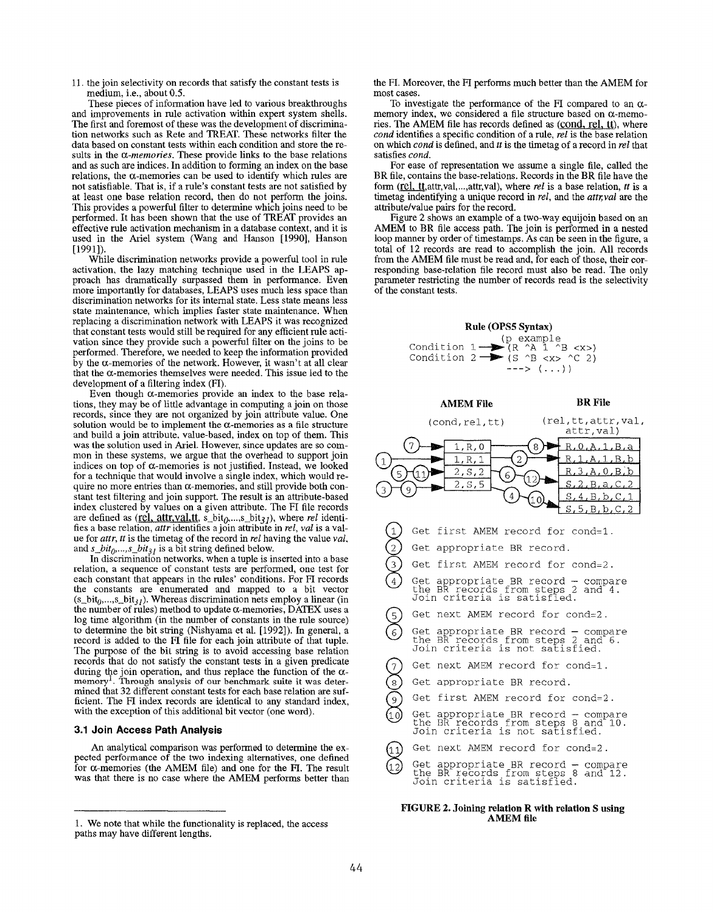11. the join selectivity on records that satisfy the constant tests is medium, i.e., about 0.5.

These pieces of information have led to various breakthroughs and improvements in rule activation within expert system shells. The first and foremost of these was the development of discrimination networks such as Rete and TREAT. These networks filter the data based on constant tests within each condition and store the results in the *α-memories*. These provide links to the base relations and as such are indices. In addition to forming an index on the base relations, the α-memories can be used to identify which rules are not satisfiable. That is, if a rule's constant tests are not satisfied by at least one base relation record, then do not perform the joins. This provides a powerful filter to determine which joins need to be performed. It has been shown that the use of TREAT provides an effective rule activation mechanism in a database context, and it is used in the Ariel system (Wang and Hanson [1990], Hanson [1991]).

While discrimination networks provide a powerful tool in rule activation, the lazy matching technique used in the LEAPS approach has dramatically surpassed them in performance. Even more importantly for databases, LEAPS uses much less space than discrimination networks for its internal state. Less state means less state maintenance, which implies faster state maintenance. When replacing a discrimination network with LEAPS it was recognized that constant tests would still be required for any efficient rule activation since they provide such a powerful filter on the joins to be performed. Therefore, we needed to keep the information provided by the α-memories of the network. However, it wasn't at all clear that the α-memories themselves were needed. This issue led to the development of a filtering index (FI).

Even though α-memories provide an index to the base relations, they may be of little advantage in computing a join on those records, since they are not organized by join attribute value. One solution would be to implement the α-memories as a file structure and build a join attribute, value-based, index on top of them. This was the solution used in Ariel. However, since updates are so common in these systems, we argue that the overhead to support join indices on top of α-memories is not justified. Instead, we looked for a technique that would involve a single index, which would require no more entries than α-memories, and still provide both constant test filtering and join support. The result is an attribute-based index clustered by values on a given attribute. The FI file records are defined as (rel, attr,val,tt, $s\_bit_0$,...,$s\_bit_{31}$), where *rel* identifies a base relation, *attr* identifies a join attribute in *rel*, *val* is a value for *attr*, *tt* is the timetag of the record in *rel* having the value *val*, and $s\_bit_0$,...,$s\_bit_{31}$ is a bit string defined below.

In discrimination networks, when a tuple is inserted into a base relation, a sequence of constant tests are performed, one test for each constant that appears in the rules' conditions. For FI records the constants are enumerated and mapped to a bit vector ($s\_bit_0$,...,$s\_bit_{31}$). Whereas discrimination nets employ a linear (in the number of rules) method to update α-memories, DATEX uses a log time algorithm (in the number of constants in the rule source) to determine the bit string (Nishyama et al. [1992]). In general, a record is added to the FI file for each join attribute of that tuple. The purpose of the bit string is to avoid accessing base relation records that do not satisfy the constant tests in a given predicate during the join operation, and thus replace the function of the α-memory[1]. Through analysis of our benchmark suite it was determined that 32 different constant tests for each base relation are sufficient. The FI index records are identical to any standard index, with the exception of this additional bit vector (one word).

### 3.1 Join Access Path Analysis

An analytical comparison was performed to determine the expected performance of the two indexing alternatives, one defined for α-memories (the AMEM file) and one for the FI. The result was that there is no case where the AMEM performs better than the FI. Moreover, the FI performs much better than the AMEM for most cases.

To investigate the performance of the FI compared to an α-memory index, we considered a file structure based on α-memories. The AMEM file has records defined as (cond, rel, tt), where *cond* identifies a specific condition of a rule, *rel* is the base relation on which *cond* is defined, and *tt* is the timetag of a record in *rel* that satisfies *cond*.

For ease of representation we assume a single file, called the BR file, contains the base-relations. Records in the BR file have the form (rel, tt,attr,val,...,attr,val), where *rel* is a base relation, *tt* is a timetag indentifying a unique record in *rel*, and the *attr,val* are the attribute/value pairs for the record.

Figure 2 shows an example of a two-way equijoin based on an AMEM to BR file access path. The join is performed in a nested loop manner by order of timestamps. As can be seen in the figure, a total of 12 records are read to accomplish the join. All records from the AMEM file must be read and, for each of those, their corresponding base-relation file record must also be read. The only parameter restricting the number of records read is the selectivity of the constant tests.

**Rule (OPS5 Syntax)**

```
              (p example
Condition 1 → (R ^A 1 ^B <x>)
Condition 2 → (S ^B <x> ^C 2)
              ---> (...))
```

**AMEM File** (cond,rel,tt)

1,R,0
1,R,1
2,S,2
2,S,5

**BR File** (rel,tt,attr,val, attr,val)

R,0,A,1,B,a
R,1,A,1,B,b
R,3,A,0,B,b
S,2,B,a,C,2
S,4,B,b,C,1
S,5,B,b,C,2

1. Get first AMEM record for cond=1.
2. Get appropriate BR record.
3. Get first AMEM record for cond=2.
4. Get appropriate BR record — compare the BR records from steps 2 and 4. Join criteria is satisfied.
5. Get next AMEM record for cond=2.
6. Get appropriate BR record — compare the BR records from steps 2 and 6. Join criteria is not satisfied.
7. Get next AMEM record for cond=1.
8. Get appropriate BR record.
9. Get first AMEM record for cond=2.
10. Get appropriate BR record — compare the BR records from steps 8 and 10. Join criteria is not satisfied.
11. Get next AMEM record for cond=2.
12. Get appropriate BR record — compare the BR records from steps 8 and 12. Join criteria is satisfied.

**FIGURE 2. Joining relation R with relation S using AMEM file**

1. We note that while the functionality is replaced, the access paths may have different lengths.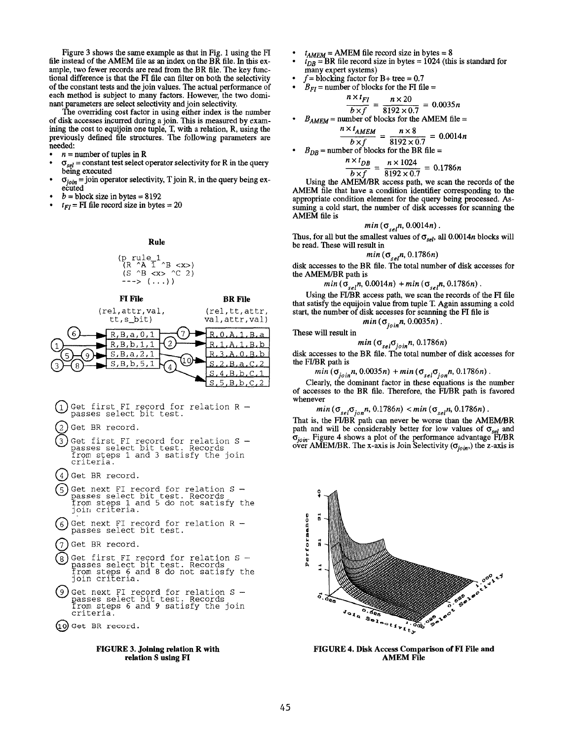Figure 3 shows the same example as that in Fig. 1 using the FI file instead of the AMEM file as an index on the BR file. In this example, two fewer records are read from the BR file. The key functional difference is that the FI file can filter on both the selectivity of the constant tests and the join values. The actual performance of each method is subject to many factors. However, the two dominant parameters are select selectivity and join selectivity.

The overriding cost factor in using either index is the number of disk accesses incurred during a join. This is measured by examining the cost to equijoin one tuple, T, with a relation, R, using the previously defined file structures. The following parameters are needed:

- $n$ = number of tuples in R
- $\sigma_{sel}$ = constant test select operator selectivity for R in the query being executed
- $\sigma_{join}$ = join operator selectivity, T join R, in the query being executed
- $b$ = block size in bytes = 8192
- $t_{FI}$ = FI file record size in bytes = 20

**Rule**

```
(p rule_1
 (R ^A 1 ^B <x>)
 (S ^B <x> ^C 2)
 ---> (...))
```

**FI File**

```
(rel,attr,val,
 tt,s_bit)
R,B,a,0,1
R,B,b,1,1
S,B,a,2,1
S,B,b,5,1
```

**BR File**

```
(rel,tt,attr,
 val,attr,val)
R,0,A,1,B,a
R,1,A,1,B,b
R,3,A,0,B,b
S,2,B,a,C,2
S,4,B,b,C,1
S,5,B,b,C,2
```

1. Get first FI record for relation R – passes select bit test.
2. Get BR record.
3. Get first FI record for relation S – passes select bit test. Records from steps 1 and 3 satisfy the join criteria.
4. Get BR record.
5. Get next FI record for relation S – passes select bit test. Records from steps 1 and 5 do not satisfy the join criteria.
6. Get next FI record for relation R – passes select bit test.
7. Get BR record.
8. Get first FI record for relation S – passes select bit test. Records from steps 6 and 8 do not satisfy the join criteria.
9. Get next FI record for relation S – passes select bit test. Records from steps 6 and 9 satisfy the join criteria.
10. Get BR record.

**FIGURE 3. Joining relation R with relation S using FI**

- $t_{AMEM}$ = AMEM file record size in bytes = 8
- $t_{DB}$ = BR file record size in bytes = 1024 (this is standard for many expert systems)
- $f$ = blocking factor for B+ tree = 0.7
- $B_{FI}$ = number of blocks for the FI file =

$$\frac{n \times t_{FI}}{b \times f} = \frac{n \times 20}{8192 \times 0.7} = 0.0035n$$

- $B_{AMEM}$ = number of blocks for the AMEM file =

$$\frac{n \times t_{AMEM}}{b \times f} = \frac{n \times 8}{8192 \times 0.7} = 0.0014n$$

- $B_{DB}$ = number of blocks for the BR file =

$$\frac{n \times t_{DB}}{b \times f} = \frac{n \times 1024}{8192 \times 0.7} = 0.1786n$$

Using the AMEM/BR access path, we scan the records of the AMEM file that have a condition identifier corresponding to the appropriate condition element for the query being processed. Assuming a cold start, the number of disk accesses for scanning the AMEM file is

$$min(\sigma_{sel}n, 0.0014n).$$

Thus, for all but the smallest values of $\sigma_{sel}$, all $0.0014n$ blocks will be read. These will result in

$$min(\sigma_{sel}n, 0.1786n)$$

disk accesses to the BR file. The total number of disk accesses for the AMEM/BR path is

$$min(\sigma_{sel}n, 0.0014n) + min(\sigma_{sel}n, 0.1786n).$$

Using the FI/BR access path, we scan the records of the FI file that satisfy the equijoin value from tuple T. Again assuming a cold start, the number of disk accesses for scanning the FI file is

$$min(\sigma_{join}n, 0.0035n).$$

These will result in

$$min(\sigma_{sel}\sigma_{join}n, 0.1786n)$$

disk accesses to the BR file. The total number of disk accesses for the FI/BR path is

$$min(\sigma_{join}n, 0.0035n) + min(\sigma_{sel}\sigma_{jon}n, 0.1786n).$$

Clearly, the dominant factor in these equations is the number of accesses to the BR file. Therefore, the FI/BR path is favored whenever

$$min(\sigma_{sel}\sigma_{jon}n, 0.1786n) < min(\sigma_{sel}n, 0.1786n).$$

That is, the FI/BR path can never be worse than the AMEM/BR path and will be considerably better for low values of $\sigma_{sel}$ and $\sigma_{join}$. Figure 4 shows a plot of the performance advantage FI/BR over AMEM/BR. The x-axis is Join Selectivity ($\sigma_{join}$) the z-axis is

Performance
40
31
21
11
0.
Join Selectivity
0.025
0.665
1.000
Select Selectivity
0.025
0.665
1.000

**FIGURE 4. Disk Access Comparison of FI File and AMEM File**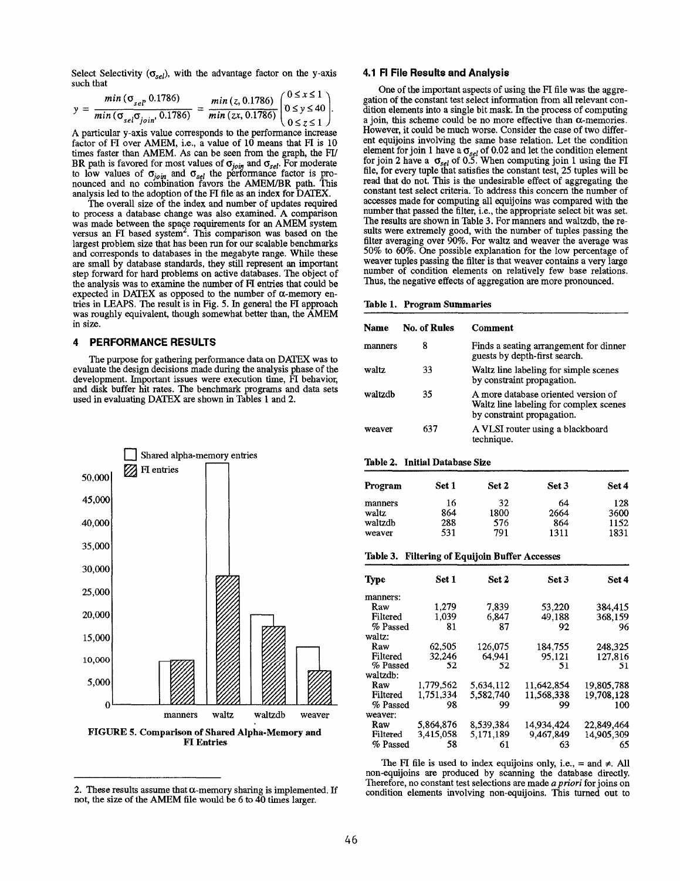Select Selectivity ($\sigma_{sel}$), with the advantage factor on the y-axis such that

$$y = \frac{min(\sigma_{sel}, 0.1786)}{min(\sigma_{sel}\sigma_{join}, 0.1786)} = \frac{min(z, 0.1786)}{min(zx, 0.1786)} \begin{pmatrix} 0 \le x \le 1 \\ 0 \le y \le 40 \\ 0 \le z \le 1 \end{pmatrix}.$$

A particular y-axis value corresponds to the performance increase factor of FI over AMEM, i.e., a value of 10 means that FI is 10 times faster than AMEM. As can be seen from the graph, the FI/BR path is favored for most values of $\sigma_{join}$ and $\sigma_{sel}$. For moderate to low values of $\sigma_{join}$ and $\sigma_{sel}$ the performance factor is pronounced and no combination favors the AMEM/BR path. This analysis led to the adoption of the FI file as an index for DATEX.

The overall size of the index and number of updates required to process a database change was also examined. A comparison was made between the space requirements for an AMEM system versus an FI based system[2]. This comparison was based on the largest problem size that has been run for our scalable benchmarks and corresponds to databases in the megabyte range. While these are small by database standards, they still represent an important step forward for hard problems on active databases. The object of the analysis was to examine the number of FI entries that could be expected in DATEX as opposed to the number of α-memory entries in LEAPS. The result is in Fig. 5. In general the FI approach was roughly equivalent, though somewhat better than, the AMEM in size.

## 4 PERFORMANCE RESULTS

The purpose for gathering performance data on DATEX was to evaluate the design decisions made during the analysis phase of the development. Important issues were execution time, FI behavior, and disk buffer hit rates. The benchmark programs and data sets used in evaluating DATEX are shown in Tables 1 and 2.

Shared alpha-memory entries
FI entries
50,000
45,000
40,000
35,000
30,000
25,000
20,000
15,000
10,000
5,000
0
manners waltz waltzdb weaver

**FIGURE 5. Comparison of Shared Alpha-Memory and FI Entries**

2. These results assume that α-memory sharing is implemented. If not, the size of the AMEM file would be 6 to 40 times larger.

### 4.1 FI File Results and Analysis

One of the important aspects of using the FI file was the aggregation of the constant test select information from all relevant condition elements into a single bit mask. In the process of computing a join, this scheme could be no more effective than α-memories. However, it could be much worse. Consider the case of two different equijoins involving the same base relation. Let the condition element for join 1 have a $\sigma_{sel}$ of 0.02 and let the condition element for join 2 have a $\sigma_{sel}$ of 0.5. When computing join 1 using the FI file, for every tuple that satisfies the constant test, 25 tuples will be read that do not. This is the undesirable effect of aggregating the constant test select criteria. To address this concern the number of accesses made for computing all equijoins was compared with the number that passed the filter, i.e., the appropriate select bit was set. The results are shown in Table 3. For manners and waltzdb, the results were extremely good, with the number of tuples passing the filter averaging over 90%. For waltz and weaver the average was 50% to 60%. One possible explanation for the low percentage of weaver tuples passing the filter is that weaver contains a very large number of condition elements on relatively few base relations. Thus, the negative effects of aggregation are more pronounced.

**Table 1. Program Summaries**

| Name | No. of Rules | Comment |
|---|---|---|
| manners | 8 | Finds a seating arrangement for dinner guests by depth-first search. |
| waltz | 33 | Waltz line labeling for simple scenes by constraint propagation. |
| waltzdb | 35 | A more database oriented version of Waltz line labeling for complex scenes by constraint propagation. |
| weaver | 637 | A VLSI router using a blackboard technique. |

**Table 2. Initial Database Size**

| Program | Set 1 | Set 2 | Set 3 | Set 4 |
|---|---|---|---|---|
| manners | 16 | 32 | 64 | 128 |
| waltz | 864 | 1800 | 2664 | 3600 |
| waltzdb | 288 | 576 | 864 | 1152 |
| weaver | 531 | 791 | 1311 | 1831 |

**Table 3. Filtering of Equijoin Buffer Accesses**

| Type | Set 1 | Set 2 | Set 3 | Set 4 |
|---|---|---|---|---|
| manners: | | | | |
| Raw | 1,279 | 7,839 | 53,220 | 384,415 |
| Filtered | 1,039 | 6,847 | 49,188 | 368,159 |
| % Passed | 81 | 87 | 92 | 96 |
| waltz: | | | | |
| Raw | 62,505 | 126,075 | 184,755 | 248,325 |
| Filtered | 32,246 | 64,941 | 95,121 | 127,816 |
| % Passed | 52 | 52 | 51 | 51 |
| waltzdb: | | | | |
| Raw | 1,779,562 | 5,634,112 | 11,642,854 | 19,805,788 |
| Filtered | 1,751,334 | 5,582,740 | 11,568,338 | 19,708,128 |
| % Passed | 98 | 99 | 99 | 100 |
| weaver: | | | | |
| Raw | 5,864,876 | 8,539,384 | 14,934,424 | 22,849,464 |
| Filtered | 3,415,058 | 5,171,189 | 9,467,849 | 14,905,309 |
| % Passed | 58 | 61 | 63 | 65 |

The FI file is used to index equijoins only, i.e., = and ≠. All non-equijoins are produced by scanning the database directly. Therefore, no constant test selections are made *a priori* for joins on condition elements involving non-equijoins. This turned out to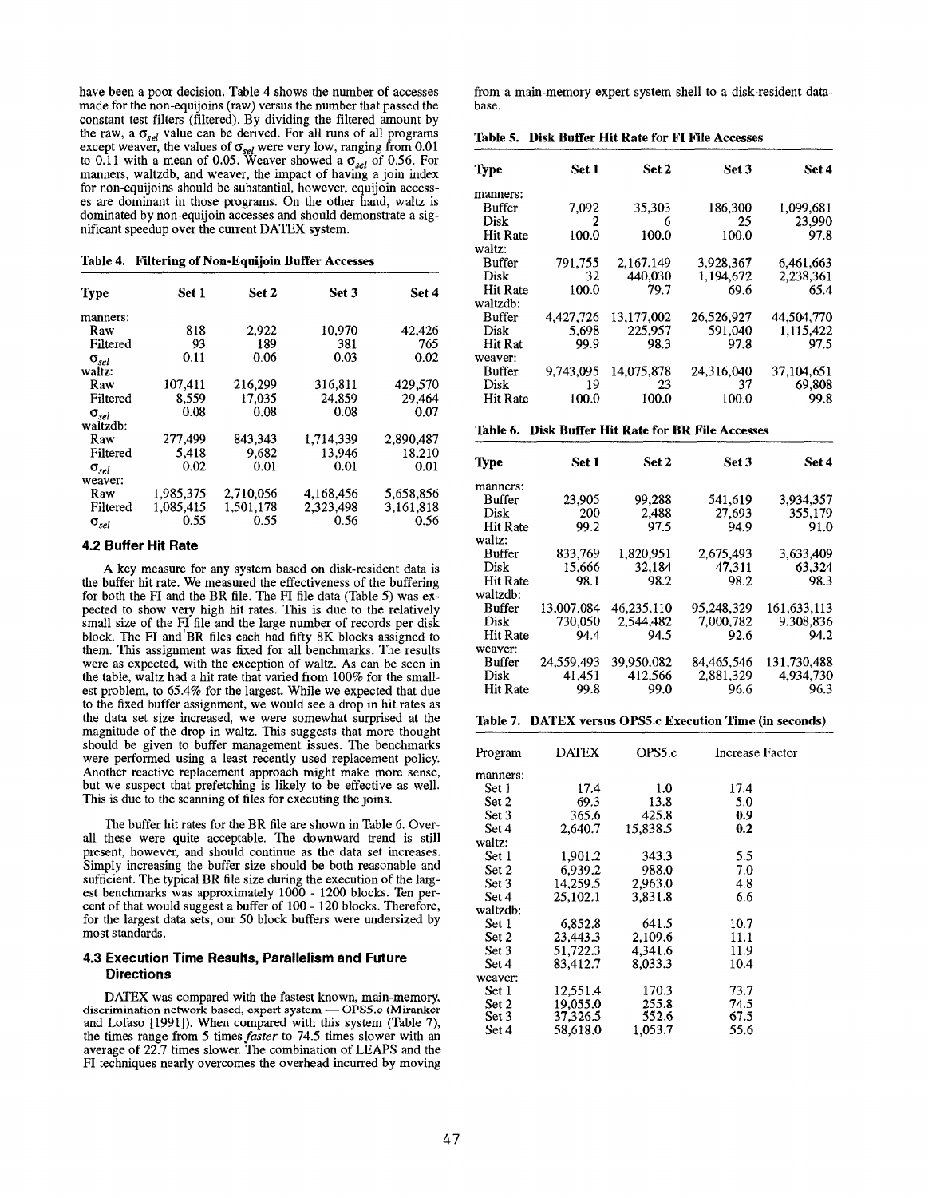have been a poor decision. Table 4 shows the number of accesses made for the non-equijoins (raw) versus the number that passed the constant test filters (filtered). By dividing the filtered amount by the raw, a $\sigma_{sel}$ value can be derived. For all runs of all programs except weaver, the values of $\sigma_{sel}$ were very low, ranging from 0.01 to 0.11 with a mean of 0.05. Weaver showed a $\sigma_{sel}$ of 0.56. For manners, waltzdb, and weaver, the impact of having a join index for non-equijoins should be substantial, however, equijoin accesses are dominant in those programs. On the other hand, waltz is dominated by non-equijoin accesses and should demonstrate a significant speedup over the current DATEX system.

**Table 4. Filtering of Non-Equijoin Buffer Accesses**

| Type | Set 1 | Set 2 | Set 3 | Set 4 |
|---|---|---|---|---|
| manners: | | | | |
| Raw | 818 | 2,922 | 10,970 | 42,426 |
| Filtered | 93 | 189 | 381 | 765 |
| $\sigma_{sel}$ | 0.11 | 0.06 | 0.03 | 0.02 |
| waltz: | | | | |
| Raw | 107,411 | 216,299 | 316,811 | 429,570 |
| Filtered | 8,559 | 17,035 | 24,859 | 29,464 |
| $\sigma_{sel}$ | 0.08 | 0.08 | 0.08 | 0.07 |
| waltzdb: | | | | |
| Raw | 277,499 | 843,343 | 1,714,339 | 2,890,487 |
| Filtered | 5,418 | 9,682 | 13,946 | 18,210 |
| $\sigma_{sel}$ | 0.02 | 0.01 | 0.01 | 0.01 |
| weaver: | | | | |
| Raw | 1,985,375 | 2,710,056 | 4,168,456 | 5,658,856 |
| Filtered | 1,085,415 | 1,501,178 | 2,323,498 | 3,161,818 |
| $\sigma_{sel}$ | 0.55 | 0.55 | 0.56 | 0.56 |

### 4.2 Buffer Hit Rate

A key measure for any system based on disk-resident data is the buffer hit rate. We measured the effectiveness of the buffering for both the FI and the BR file. The FI file data (Table 5) was expected to show very high hit rates. This is due to the relatively small size of the FI file and the large number of records per disk block. The FI and BR files each had fifty 8K blocks assigned to them. This assignment was fixed for all benchmarks. The results were as expected, with the exception of waltz. As can be seen in the table, waltz had a hit rate that varied from 100% for the smallest problem, to 65.4% for the largest. While we expected that due to the fixed buffer assignment, we would see a drop in hit rates as the data set size increased, we were somewhat surprised at the magnitude of the drop in waltz. This suggests that more thought should be given to buffer management issues. The benchmarks were performed using a least recently used replacement policy. Another reactive replacement approach might make more sense, but we suspect that prefetching is likely to be effective as well. This is due to the scanning of files for executing the joins.

The buffer hit rates for the BR file are shown in Table 6. Overall these were quite acceptable. The downward trend is still present, however, and should continue as the data set increases. Simply increasing the buffer size should be both reasonable and sufficient. The typical BR file size during the execution of the largest benchmarks was approximately 1000 - 1200 blocks. Ten percent of that would suggest a buffer of 100 - 120 blocks. Therefore, for the largest data sets, our 50 block buffers were undersized by most standards.

### 4.3 Execution Time Results, Parallelism and Future Directions

DATEX was compared with the fastest known, main-memory, discrimination network based, expert system — OPS5.c (Miranker and Lofaso [1991]). When compared with this system (Table 7), the times range from 5 times *faster* to 74.5 times slower with an average of 22.7 times slower. The combination of LEAPS and the FI techniques nearly overcomes the overhead incurred by moving from a main-memory expert system shell to a disk-resident database.

**Table 5. Disk Buffer Hit Rate for FI File Accesses**

| Type | Set 1 | Set 2 | Set 3 | Set 4 |
|---|---|---|---|---|
| manners: | | | | |
| Buffer | 7,092 | 35,303 | 186,300 | 1,099,681 |
| Disk | 2 | 6 | 25 | 23,990 |
| Hit Rate | 100.0 | 100.0 | 100.0 | 97.8 |
| waltz: | | | | |
| Buffer | 791,755 | 2,167,149 | 3,928,367 | 6,461,663 |
| Disk | 32 | 440,030 | 1,194,672 | 2,238,361 |
| Hit Rate | 100.0 | 79.7 | 69.6 | 65.4 |
| waltzdb: | | | | |
| Buffer | 4,427,726 | 13,177,002 | 26,526,927 | 44,504,770 |
| Disk | 5,698 | 225,957 | 591,040 | 1,115,422 |
| Hit Rat | 99.9 | 98.3 | 97.8 | 97.5 |
| weaver: | | | | |
| Buffer | 9,743,095 | 14,075,878 | 24,316,040 | 37,104,651 |
| Disk | 19 | 23 | 37 | 69,808 |
| Hit Rate | 100.0 | 100.0 | 100.0 | 99.8 |

**Table 6. Disk Buffer Hit Rate for BR File Accesses**

| Type | Set 1 | Set 2 | Set 3 | Set 4 |
|---|---|---|---|---|
| manners: | | | | |
| Buffer | 23,905 | 99,288 | 541,619 | 3,934,357 |
| Disk | 200 | 2,488 | 27,693 | 355,179 |
| Hit Rate | 99.2 | 97.5 | 94.9 | 91.0 |
| waltz: | | | | |
| Buffer | 833,769 | 1,820,951 | 2,675,493 | 3,633,409 |
| Disk | 15,666 | 32,184 | 47,311 | 63,324 |
| Hit Rate | 98.1 | 98.2 | 98.2 | 98.3 |
| waltzdb: | | | | |
| Buffer | 13,007,084 | 46,235,110 | 95,248,329 | 161,633,113 |
| Disk | 730,050 | 2,544,482 | 7,000,782 | 9,308,836 |
| Hit Rate | 94.4 | 94.5 | 92.6 | 94.2 |
| weaver: | | | | |
| Buffer | 24,559,493 | 39,950,082 | 84,465,546 | 131,730,488 |
| Disk | 41,451 | 412,566 | 2,881,329 | 4,934,730 |
| Hit Rate | 99.8 | 99.0 | 96.6 | 96.3 |

**Table 7. DATEX versus OPS5.c Execution Time (in seconds)**

| Program | DATEX | OPS5.c | Increase Factor |
|---|---|---|---|
| manners: | | | |
| Set 1 | 17.4 | 1.0 | 17.4 |
| Set 2 | 69.3 | 13.8 | 5.0 |
| Set 3 | 365.6 | 425.8 | **0.9** |
| Set 4 | 2,640.7 | 15,838.5 | **0.2** |
| waltz: | | | |
| Set 1 | 1,901.2 | 343.3 | 5.5 |
| Set 2 | 6,939.2 | 988.0 | 7.0 |
| Set 3 | 14,259.5 | 2,963.0 | 4.8 |
| Set 4 | 25,102.1 | 3,831.8 | 6.6 |
| waltzdb: | | | |
| Set 1 | 6,852.8 | 641.5 | 10.7 |
| Set 2 | 23,443.3 | 2,109.6 | 11.1 |
| Set 3 | 51,722.3 | 4,341.6 | 11.9 |
| Set 4 | 83,412.7 | 8,033.3 | 10.4 |
| weaver: | | | |
| Set 1 | 12,551.4 | 170.3 | 73.7 |
| Set 2 | 19,055.0 | 255.8 | 74.5 |
| Set 3 | 37,326.5 | 552.6 | 67.5 |
| Set 4 | 58,618.0 | 1,053.7 | 55.6 |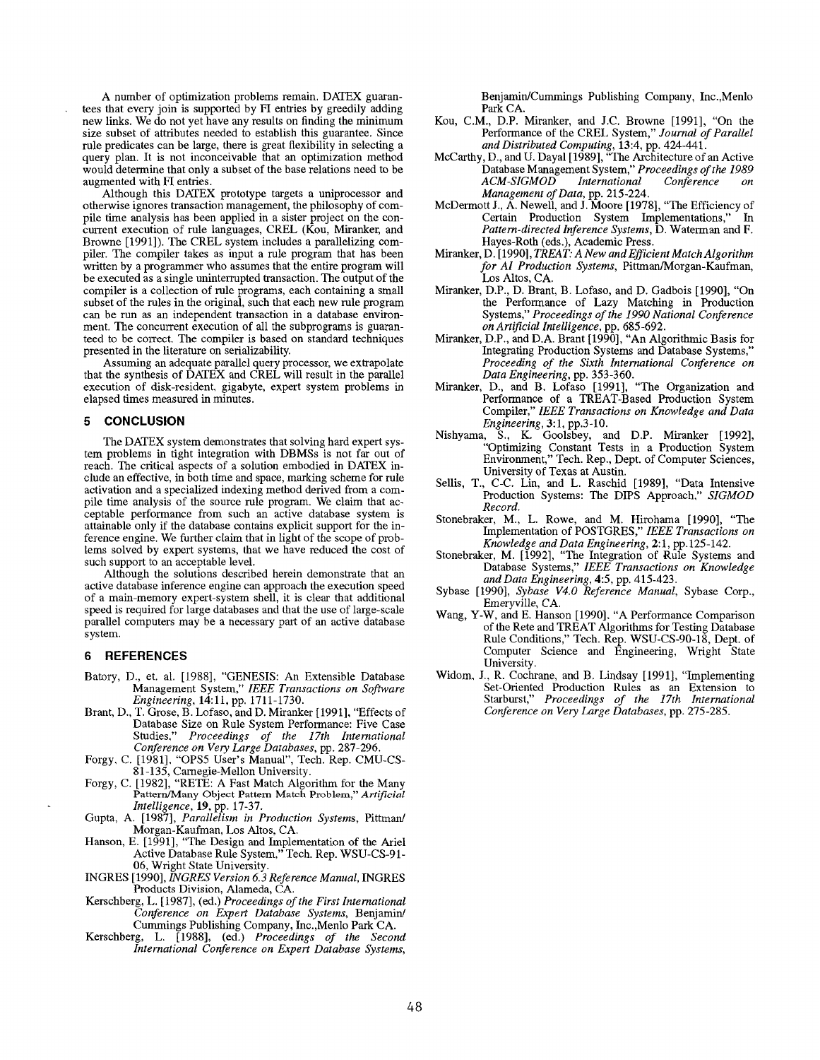A number of optimization problems remain. DATEX guarantees that every join is supported by FI entries by greedily adding new links. We do not yet have any results on finding the minimum size subset of attributes needed to establish this guarantee. Since rule predicates can be large, there is great flexibility in selecting a query plan. It is not inconceivable that an optimization method would determine that only a subset of the base relations need to be augmented with FI entries.

Although this DATEX prototype targets a uniprocessor and otherwise ignores transaction management, the philosophy of compile time analysis has been applied in a sister project on the concurrent execution of rule languages, CREL (Kou, Miranker, and Browne [1991]). The CREL system includes a parallelizing compiler. The compiler takes as input a rule program that has been written by a programmer who assumes that the entire program will be executed as a single uninterrupted transaction. The output of the compiler is a collection of rule programs, each containing a small subset of the rules in the original, such that each new rule program can be run as an independent transaction in a database environment. The concurrent execution of all the subprograms is guaranteed to be correct. The compiler is based on standard techniques presented in the literature on serializability.

Assuming an adequate parallel query processor, we extrapolate that the synthesis of DATEX and CREL will result in the parallel execution of disk-resident, gigabyte, expert system problems in elapsed times measured in minutes.

## 5 CONCLUSION

The DATEX system demonstrates that solving hard expert system problems in tight integration with DBMSs is not far out of reach. The critical aspects of a solution embodied in DATEX include an effective, in both time and space, marking scheme for rule activation and a specialized indexing method derived from a compile time analysis of the source rule program. We claim that acceptable performance from such an active database system is attainable only if the database contains explicit support for the inference engine. We further claim that in light of the scope of problems solved by expert systems, that we have reduced the cost of such support to an acceptable level.

Although the solutions described herein demonstrate that an active database inference engine can approach the execution speed of a main-memory expert-system shell, it is clear that additional speed is required for large databases and that the use of large-scale parallel computers may be a necessary part of an active database system.

## 6 REFERENCES

Batory, D., et. al. [1988], "GENESIS: An Extensible Database Management System," *IEEE Transactions on Software Engineering*, **14**:11, pp. 1711-1730.

Brant, D., T. Grose, B. Lofaso, and D. Miranker [1991], "Effects of Database Size on Rule System Performance: Five Case Studies." *Proceedings of the 17th International Conference on Very Large Databases*, pp. 287-296.

Forgy, C. [1981], "OPS5 User's Manual", Tech. Rep. CMU-CS-81-135, Carnegie-Mellon University.

Forgy, C. [1982], "RETE: A Fast Match Algorithm for the Many Pattern/Many Object Pattern Match Problem," *Artificial Intelligence*, **19**, pp. 17-37.

Gupta, A. [1987], *Parallelism in Production Systems*, Pittman/Morgan-Kaufman, Los Altos, CA.

Hanson, E. [1991], "The Design and Implementation of the Ariel Active Database Rule System," Tech. Rep. WSU-CS-91-06, Wright State University.

INGRES [1990], *INGRES Version 6.3 Reference Manual*, INGRES Products Division, Alameda, CA.

Kerschberg, L. [1987], (ed.) *Proceedings of the First International Conference on Expert Database Systems*, Benjamin/Cummings Publishing Company, Inc.,Menlo Park CA.

Kerschberg, L. [1988], (ed.) *Proceedings of the Second International Conference on Expert Database Systems*, Benjamin/Cummings Publishing Company, Inc.,Menlo Park CA.

Kou, C.M., D.P. Miranker, and J.C. Browne [1991], "On the Performance of the CREL System," *Journal of Parallel and Distributed Computing*, **13**:4, pp. 424-441.

McCarthy, D., and U. Dayal [1989], "The Architecture of an Active Database Management System," *Proceedings of the 1989 ACM-SIGMOD International Conference on Management of Data*, pp. 215-224.

McDermott J., A. Newell, and J. Moore [1978], "The Efficiency of Certain Production System Implementations," In *Pattern-directed Inference Systems*, D. Waterman and F. Hayes-Roth (eds.), Academic Press.

Miranker, D. [1990], *TREAT: A New and Efficient Match Algorithm for AI Production Systems*, Pittman/Morgan-Kaufman, Los Altos, CA.

Miranker, D.P., D. Brant, B. Lofaso, and D. Gadbois [1990], "On the Performance of Lazy Matching in Production Systems," *Proceedings of the 1990 National Conference on Artificial Intelligence*, pp. 685-692.

Miranker, D.P., and D.A. Brant [1990], "An Algorithmic Basis for Integrating Production Systems and Database Systems," *Proceeding of the Sixth International Conference on Data Engineering*, pp. 353-360.

Miranker, D., and B. Lofaso [1991], "The Organization and Performance of a TREAT-Based Production System Compiler," *IEEE Transactions on Knowledge and Data Engineering*, **3**:1, pp.3-10.

Nishyama, S., K. Goolsbey, and D.P. Miranker [1992], "Optimizing Constant Tests in a Production System Environment," Tech. Rep., Dept. of Computer Sciences, University of Texas at Austin.

Sellis, T., C-C. Lin, and L. Raschid [1989], "Data Intensive Production Systems: The DIPS Approach," *SIGMOD Record*.

Stonebraker, M., L. Rowe, and M. Hirohama [1990], "The Implementation of POSTGRES," *IEEE Transactions on Knowledge and Data Engineering*, **2**:1, pp.125-142.

Stonebraker, M. [1992], "The Integration of Rule Systems and Database Systems," *IEEE Transactions on Knowledge and Data Engineering*, **4**:5, pp. 415-423.

Sybase [1990], *Sybase V4.0 Reference Manual*, Sybase Corp., Emeryville, CA.

Wang, Y-W, and E. Hanson [1990], "A Performance Comparison of the Rete and TREAT Algorithms for Testing Database Rule Conditions," Tech. Rep. WSU-CS-90-18, Dept. of Computer Science and Engineering, Wright State University.

Widom, J., R. Cochrane, and B. Lindsay [1991], "Implementing Set-Oriented Production Rules as an Extension to Starburst," *Proceedings of the 17th International Conference on Very Large Databases*, pp. 275-285.